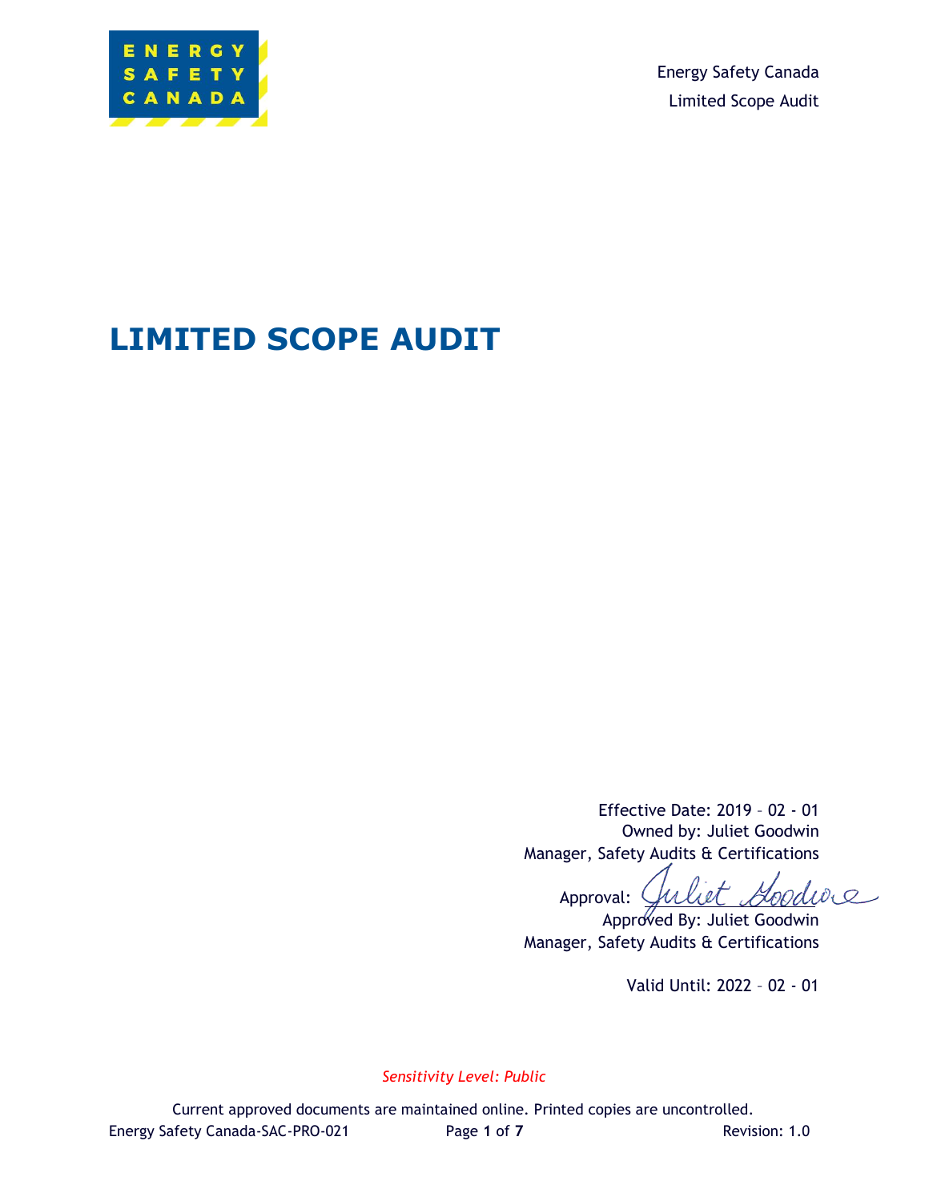# LIMITED SCOPE AUDIT

Effective Date: 2019 – 02 - 01
Owned by: Juliet Goodwin
Manager, Safety Audits & Certifications

Approval: *Juliet Goodwin*
Approved By: Juliet Goodwin
Manager, Safety Audits & Certifications

Valid Until: 2022 – 02 - 01

*Sensitivity Level: Public*

Current approved documents are maintained online. Printed copies are uncontrolled.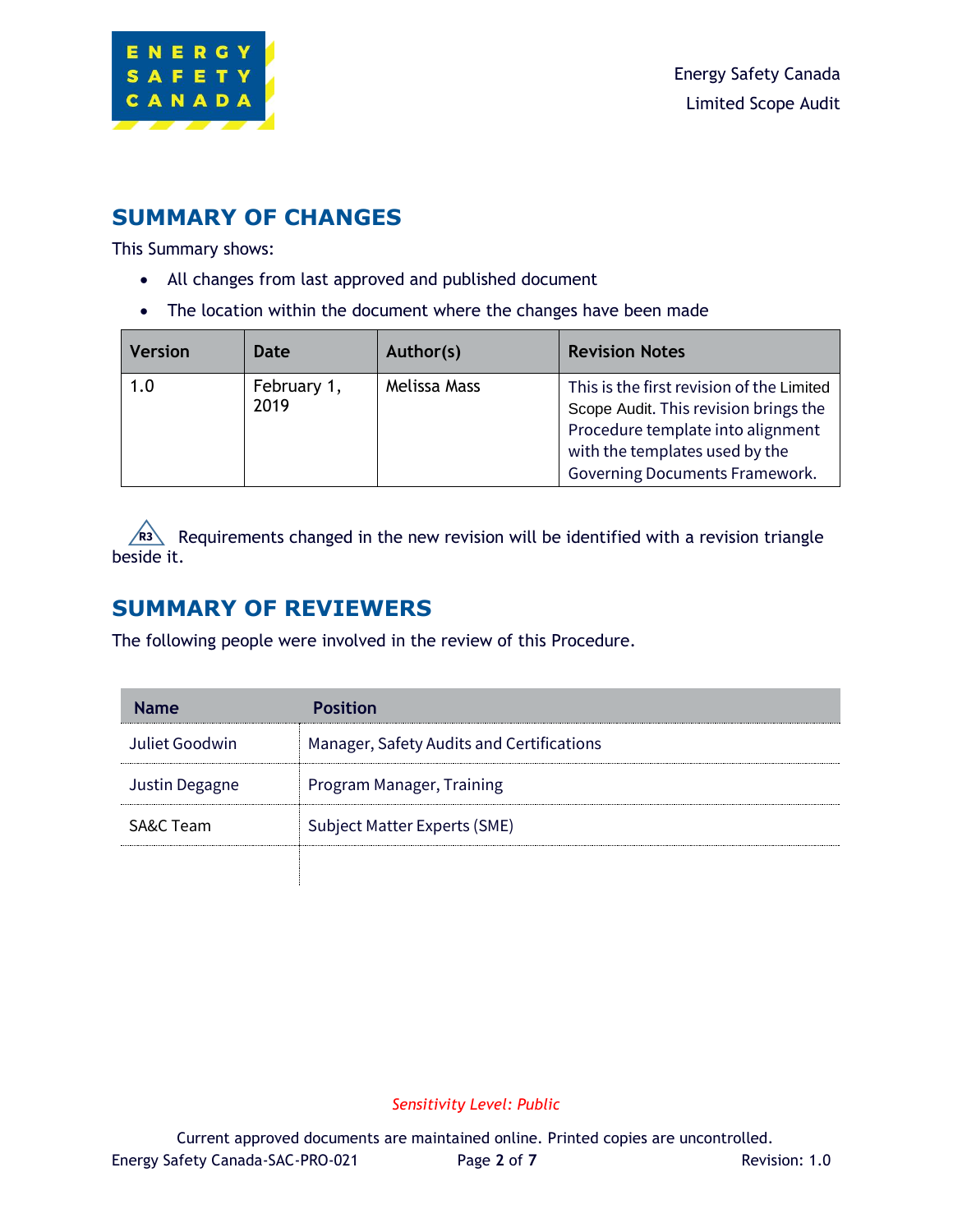## SUMMARY OF CHANGES

This Summary shows:

- All changes from last approved and published document
- The location within the document where the changes have been made

| Version | Date | Author(s) | Revision Notes |
|---|---|---|---|
| 1.0 | February 1, 2019 | Melissa Mass | This is the first revision of the Limited Scope Audit. This revision brings the Procedure template into alignment with the templates used by the Governing Documents Framework. |

R3 Requirements changed in the new revision will be identified with a revision triangle beside it.

## SUMMARY OF REVIEWERS

The following people were involved in the review of this Procedure.

| Name | Position |
|---|---|
| Juliet Goodwin | Manager, Safety Audits and Certifications |
| Justin Degagne | Program Manager, Training |
| SA&C Team | Subject Matter Experts (SME) |
| | |

*Sensitivity Level: Public*

Current approved documents are maintained online. Printed copies are uncontrolled.

Energy Safety Canada-SAC-PRO-021 Revision: 1.0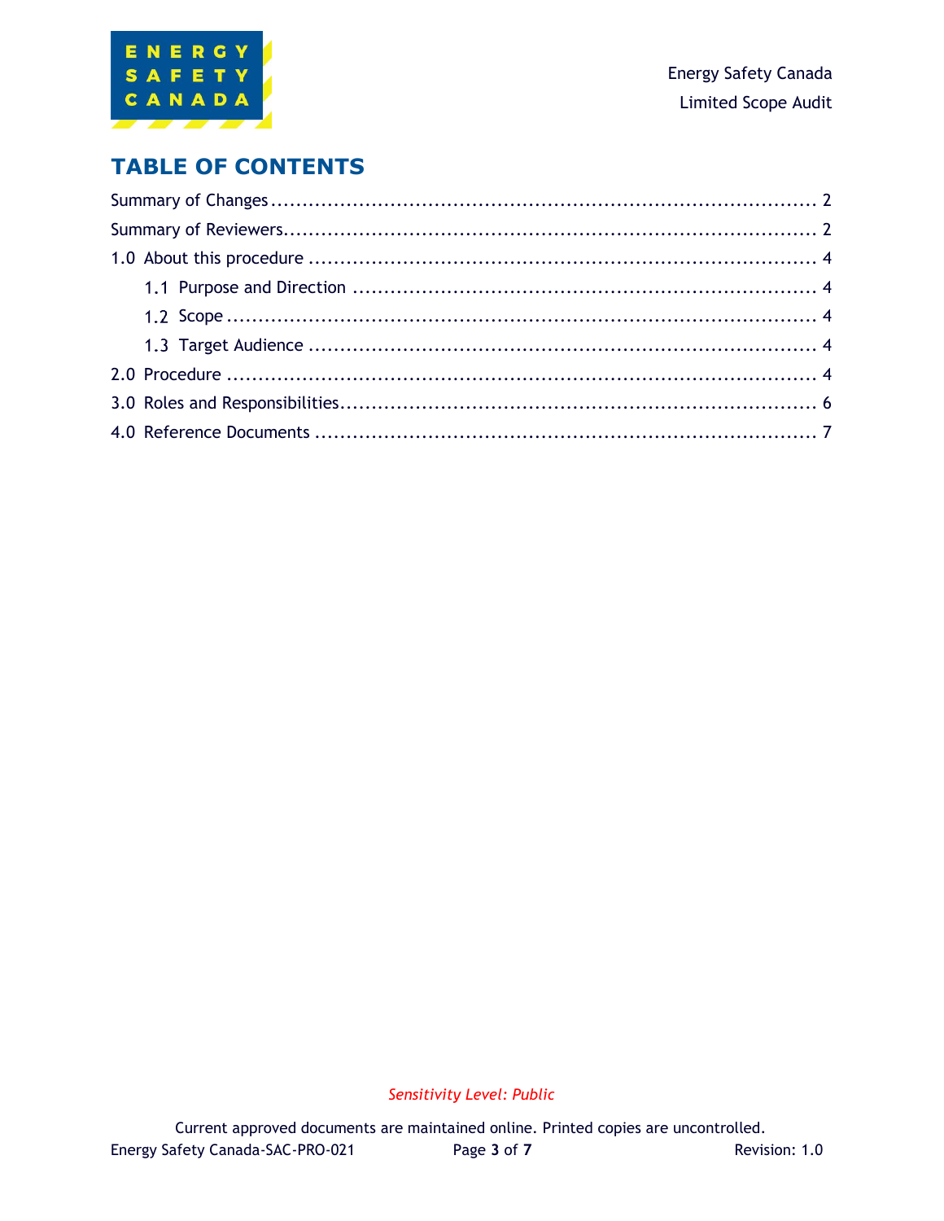# TABLE OF CONTENTS

Summary of Changes ........................................................................................ 2

Summary of Reviewers .................................................................................... 2

1.0 About this procedure .................................................................................. 4

- 1.1 Purpose and Direction .......................................................................... 4
- 1.2 Scope ................................................................................................... 4
- 1.3 Target Audience .................................................................................. 4

2.0 Procedure ................................................................................................... 4

3.0 Roles and Responsibilities ........................................................................... 6

4.0 Reference Documents ................................................................................. 7

*Sensitivity Level: Public*

Current approved documents are maintained online. Printed copies are uncontrolled.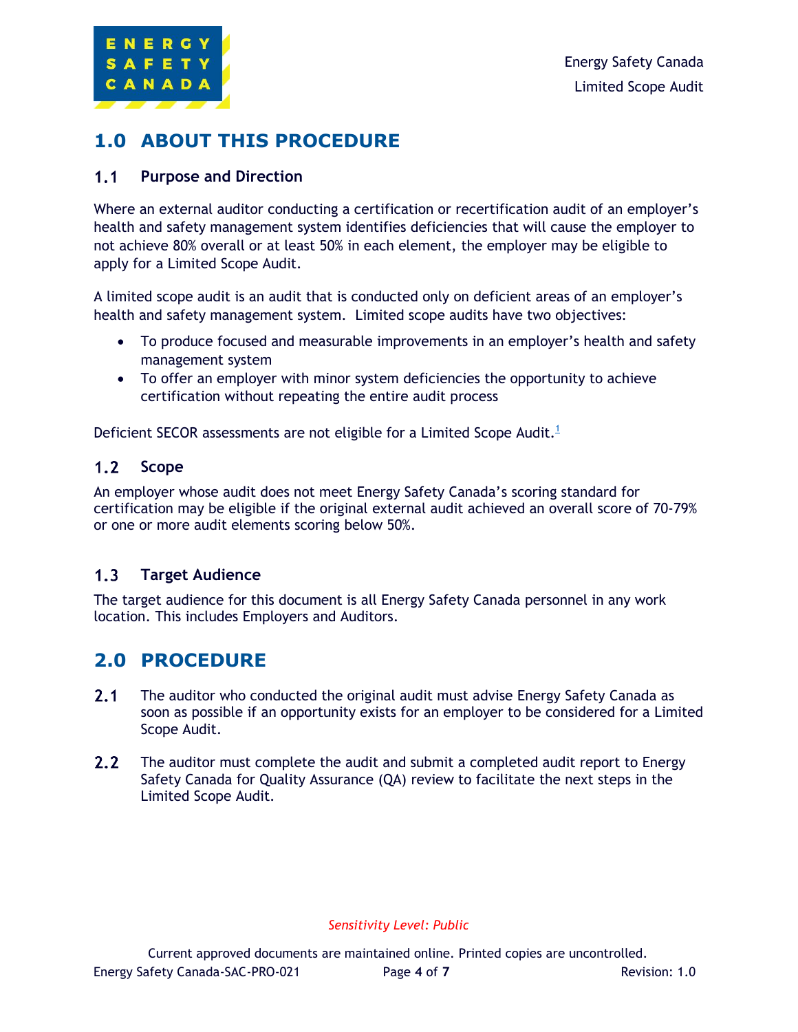# 1.0 ABOUT THIS PROCEDURE

## 1.1 Purpose and Direction

Where an external auditor conducting a certification or recertification audit of an employer's health and safety management system identifies deficiencies that will cause the employer to not achieve 80% overall or at least 50% in each element, the employer may be eligible to apply for a Limited Scope Audit.

A limited scope audit is an audit that is conducted only on deficient areas of an employer's health and safety management system. Limited scope audits have two objectives:

- To produce focused and measurable improvements in an employer's health and safety management system
- To offer an employer with minor system deficiencies the opportunity to achieve certification without repeating the entire audit process

Deficient SECOR assessments are not eligible for a Limited Scope Audit.[1]

## 1.2 Scope

An employer whose audit does not meet Energy Safety Canada's scoring standard for certification may be eligible if the original external audit achieved an overall score of 70-79% or one or more audit elements scoring below 50%.

## 1.3 Target Audience

The target audience for this document is all Energy Safety Canada personnel in any work location. This includes Employers and Auditors.

# 2.0 PROCEDURE

**2.1** The auditor who conducted the original audit must advise Energy Safety Canada as soon as possible if an opportunity exists for an employer to be considered for a Limited Scope Audit.

**2.2** The auditor must complete the audit and submit a completed audit report to Energy Safety Canada for Quality Assurance (QA) review to facilitate the next steps in the Limited Scope Audit.

*Sensitivity Level: Public*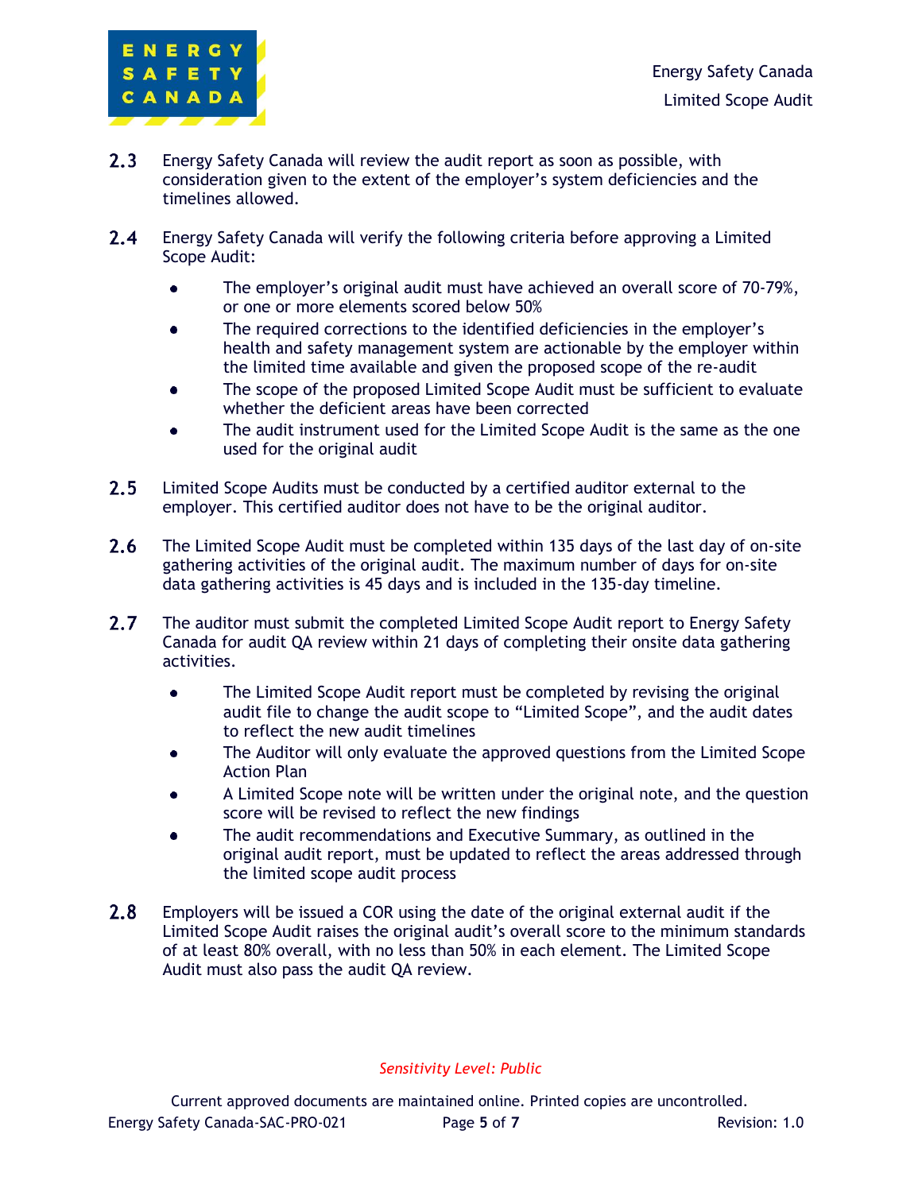2.3 Energy Safety Canada will review the audit report as soon as possible, with consideration given to the extent of the employer's system deficiencies and the timelines allowed.

2.4 Energy Safety Canada will verify the following criteria before approving a Limited Scope Audit:

- The employer's original audit must have achieved an overall score of 70-79%, or one or more elements scored below 50%
- The required corrections to the identified deficiencies in the employer's health and safety management system are actionable by the employer within the limited time available and given the proposed scope of the re-audit
- The scope of the proposed Limited Scope Audit must be sufficient to evaluate whether the deficient areas have been corrected
- The audit instrument used for the Limited Scope Audit is the same as the one used for the original audit

2.5 Limited Scope Audits must be conducted by a certified auditor external to the employer. This certified auditor does not have to be the original auditor.

2.6 The Limited Scope Audit must be completed within 135 days of the last day of on-site gathering activities of the original audit. The maximum number of days for on-site data gathering activities is 45 days and is included in the 135-day timeline.

2.7 The auditor must submit the completed Limited Scope Audit report to Energy Safety Canada for audit QA review within 21 days of completing their onsite data gathering activities.

- The Limited Scope Audit report must be completed by revising the original audit file to change the audit scope to "Limited Scope", and the audit dates to reflect the new audit timelines
- The Auditor will only evaluate the approved questions from the Limited Scope Action Plan
- A Limited Scope note will be written under the original note, and the question score will be revised to reflect the new findings
- The audit recommendations and Executive Summary, as outlined in the original audit report, must be updated to reflect the areas addressed through the limited scope audit process

2.8 Employers will be issued a COR using the date of the original external audit if the Limited Scope Audit raises the original audit's overall score to the minimum standards of at least 80% overall, with no less than 50% in each element. The Limited Scope Audit must also pass the audit QA review.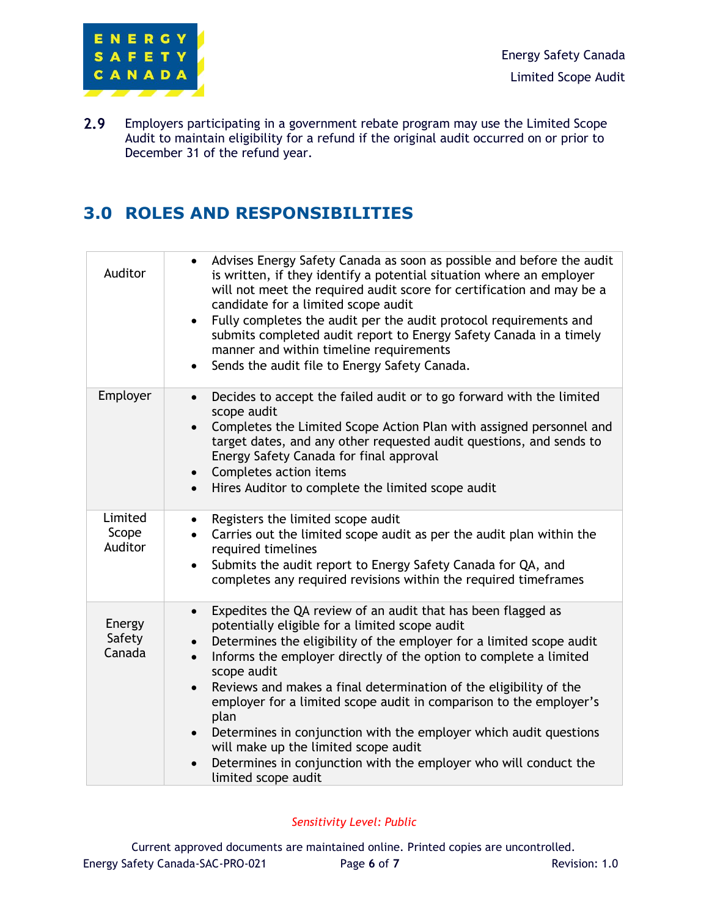2.9 Employers participating in a government rebate program may use the Limited Scope Audit to maintain eligibility for a refund if the original audit occurred on or prior to December 31 of the refund year.

## 3.0 ROLES AND RESPONSIBILITIES

| | |
|---|---|
| Auditor | • Advises Energy Safety Canada as soon as possible and before the audit is written, if they identify a potential situation where an employer will not meet the required audit score for certification and may be a candidate for a limited scope audit<br>• Fully completes the audit per the audit protocol requirements and submits completed audit report to Energy Safety Canada in a timely manner and within timeline requirements<br>• Sends the audit file to Energy Safety Canada. |
| Employer | • Decides to accept the failed audit or to go forward with the limited scope audit<br>• Completes the Limited Scope Action Plan with assigned personnel and target dates, and any other requested audit questions, and sends to Energy Safety Canada for final approval<br>• Completes action items<br>• Hires Auditor to complete the limited scope audit |
| Limited Scope Auditor | • Registers the limited scope audit<br>• Carries out the limited scope audit as per the audit plan within the required timelines<br>• Submits the audit report to Energy Safety Canada for QA, and completes any required revisions within the required timeframes |
| Energy Safety Canada | • Expedites the QA review of an audit that has been flagged as potentially eligible for a limited scope audit<br>• Determines the eligibility of the employer for a limited scope audit<br>• Informs the employer directly of the option to complete a limited scope audit<br>• Reviews and makes a final determination of the eligibility of the employer for a limited scope audit in comparison to the employer's plan<br>• Determines in conjunction with the employer which audit questions will make up the limited scope audit<br>• Determines in conjunction with the employer who will conduct the limited scope audit |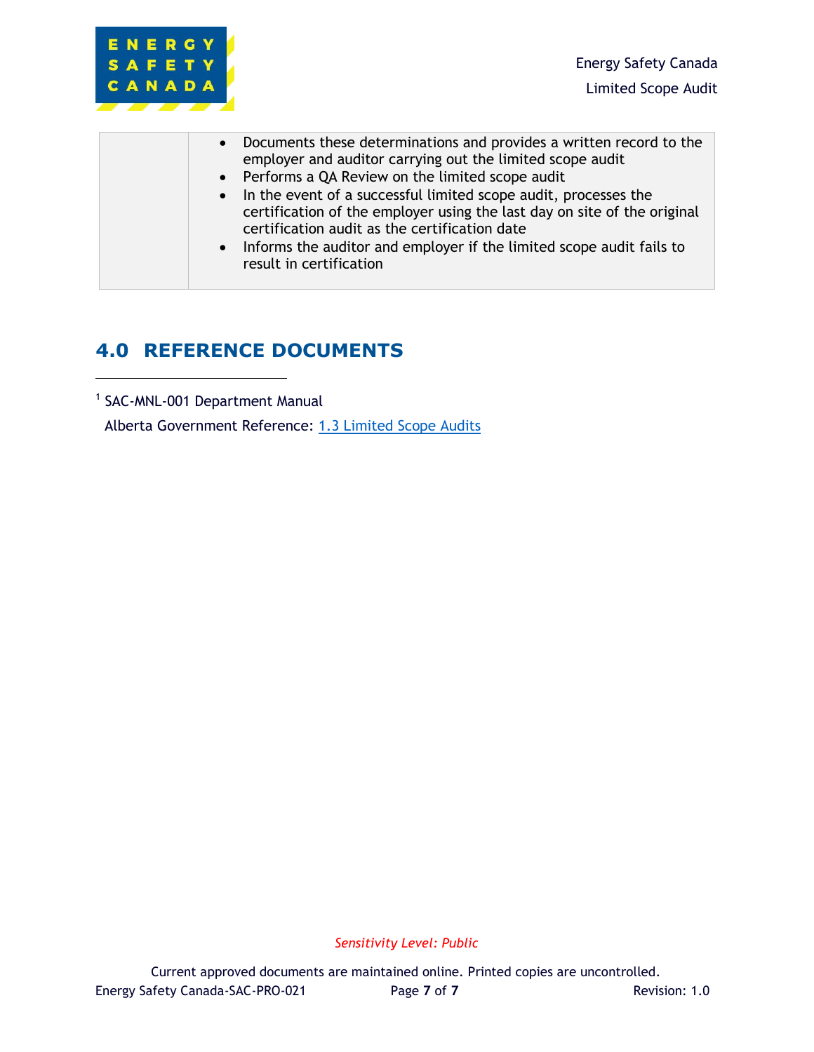| | |
|---|---|
| | • Documents these determinations and provides a written record to the employer and auditor carrying out the limited scope audit<br>• Performs a QA Review on the limited scope audit<br>• In the event of a successful limited scope audit, processes the certification of the employer using the last day on site of the original certification audit as the certification date<br>• Informs the auditor and employer if the limited scope audit fails to result in certification |

## 4.0 REFERENCE DOCUMENTS

[1] SAC-MNL-001 Department Manual

Alberta Government Reference: 1.3 Limited Scope Audits

*Sensitivity Level: Public*